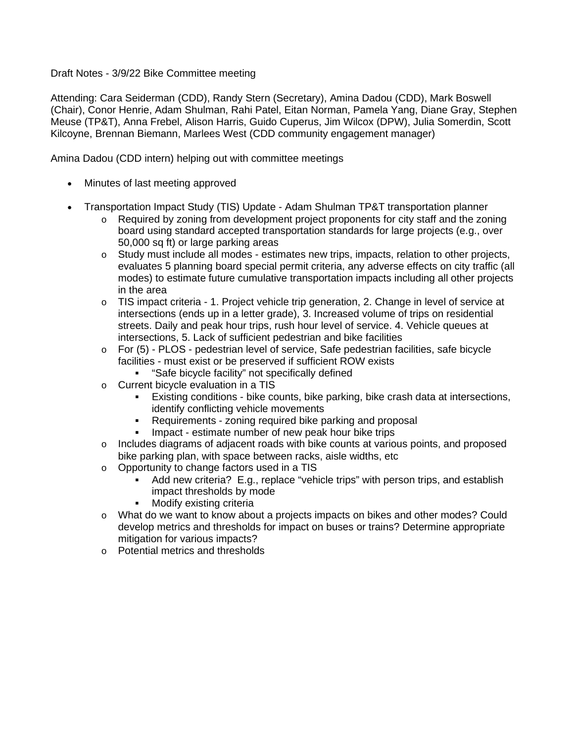Draft Notes - 3/9/22 Bike Committee meeting

Attending: Cara Seiderman (CDD), Randy Stern (Secretary), Amina Dadou (CDD), Mark Boswell (Chair), Conor Henrie, Adam Shulman, Rahi Patel, Eitan Norman, Pamela Yang, Diane Gray, Stephen Meuse (TP&T), Anna Frebel, Alison Harris, Guido Cuperus, Jim Wilcox (DPW), Julia Somerdin, Scott Kilcoyne, Brennan Biemann, Marlees West (CDD community engagement manager)

Amina Dadou (CDD intern) helping out with committee meetings

- Minutes of last meeting approved
- Transportation Impact Study (TIS) Update - Adam Shulman TP&T transportation planner
  - Required by zoning from development project proponents for city staff and the zoning board using standard accepted transportation standards for large projects (e.g., over 50,000 sq ft) or large parking areas
  - Study must include all modes - estimates new trips, impacts, relation to other projects, evaluates 5 planning board special permit criteria, any adverse effects on city traffic (all modes) to estimate future cumulative transportation impacts including all other projects in the area
  - TIS impact criteria - 1. Project vehicle trip generation, 2. Change in level of service at intersections (ends up in a letter grade), 3. Increased volume of trips on residential streets. Daily and peak hour trips, rush hour level of service. 4. Vehicle queues at intersections, 5. Lack of sufficient pedestrian and bike facilities
  - For (5) - PLOS - pedestrian level of service, Safe pedestrian facilities, safe bicycle facilities - must exist or be preserved if sufficient ROW exists
    - "Safe bicycle facility" not specifically defined
  - Current bicycle evaluation in a TIS
    - Existing conditions - bike counts, bike parking, bike crash data at intersections, identify conflicting vehicle movements
    - Requirements - zoning required bike parking and proposal
    - Impact - estimate number of new peak hour bike trips
  - Includes diagrams of adjacent roads with bike counts at various points, and proposed bike parking plan, with space between racks, aisle widths, etc
  - Opportunity to change factors used in a TIS
    - Add new criteria? E.g., replace "vehicle trips" with person trips, and establish impact thresholds by mode
    - Modify existing criteria
  - What do we want to know about a projects impacts on bikes and other modes? Could develop metrics and thresholds for impact on buses or trains? Determine appropriate mitigation for various impacts?
  - Potential metrics and thresholds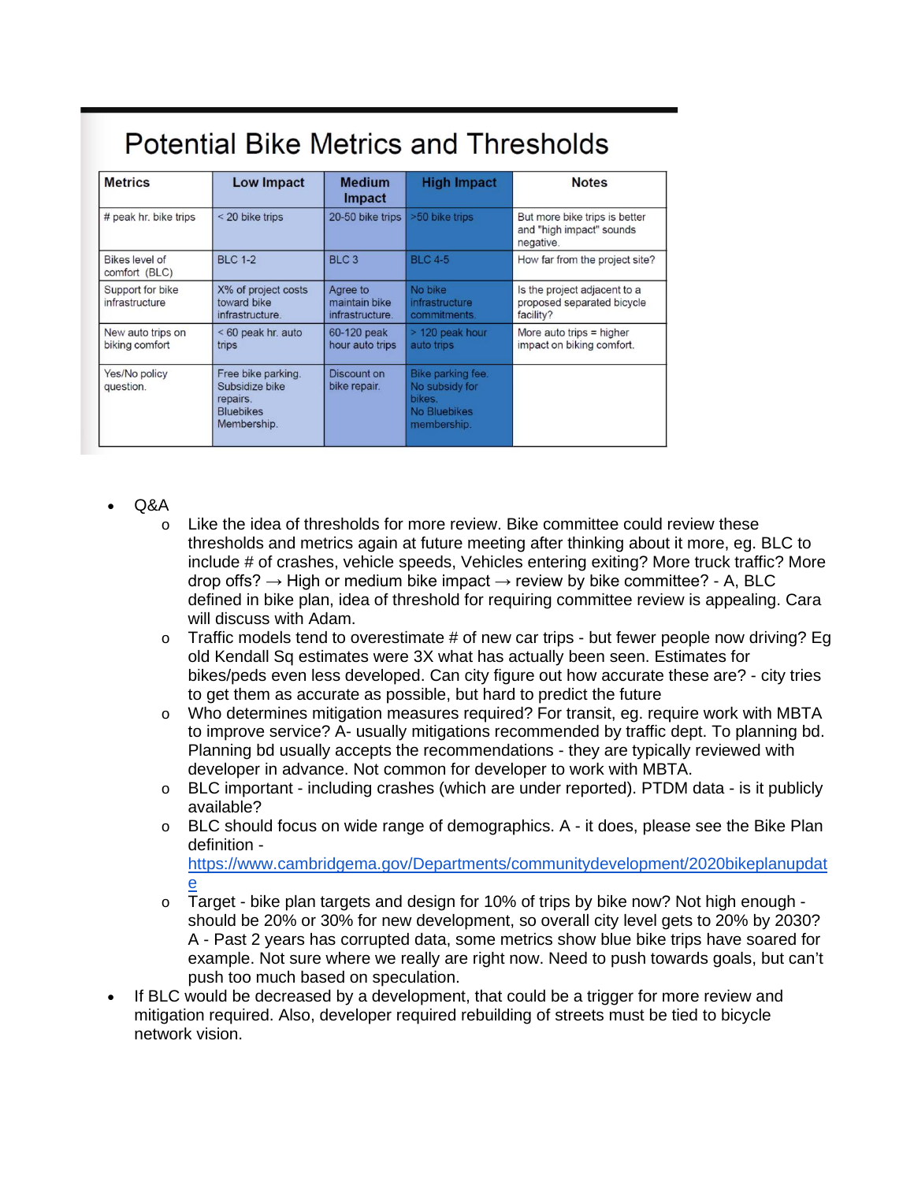## Potential Bike Metrics and Thresholds

| Metrics | Low Impact | Medium Impact | High Impact | Notes |
|---|---|---|---|---|
| # peak hr. bike trips | < 20 bike trips | 20-50 bike trips | >50 bike trips | But more bike trips is better and "high impact" sounds negative. |
| Bikes level of comfort (BLC) | BLC 1-2 | BLC 3 | BLC 4-5 | How far from the project site? |
| Support for bike infrastructure | X% of project costs toward bike infrastructure. | Agree to maintain bike infrastructure. | No bike infrastructure commitments. | Is the project adjacent to a proposed separated bicycle facility? |
| New auto trips on biking comfort | < 60 peak hr. auto trips | 60-120 peak hour auto trips | > 120 peak hour auto trips | More auto trips = higher impact on biking comfort. |
| Yes/No policy question. | Free bike parking. Subsidize bike repairs. Bluebikes Membership. | Discount on bike repair. | Bike parking fee. No subsidy for bikes. No Bluebikes membership. | |

- Q&A
  - Like the idea of thresholds for more review. Bike committee could review these thresholds and metrics again at future meeting after thinking about it more, eg. BLC to include # of crashes, vehicle speeds, Vehicles entering exiting? More truck traffic? More drop offs? → High or medium bike impact → review by bike committee? - A, BLC defined in bike plan, idea of threshold for requiring committee review is appealing. Cara will discuss with Adam.
  - Traffic models tend to overestimate # of new car trips - but fewer people now driving? Eg old Kendall Sq estimates were 3X what has actually been seen. Estimates for bikes/peds even less developed. Can city figure out how accurate these are? - city tries to get them as accurate as possible, but hard to predict the future
  - Who determines mitigation measures required? For transit, eg. require work with MBTA to improve service? A- usually mitigations recommended by traffic dept. To planning bd. Planning bd usually accepts the recommendations - they are typically reviewed with developer in advance. Not common for developer to work with MBTA.
  - BLC important - including crashes (which are under reported). PTDM data - is it publicly available?
  - BLC should focus on wide range of demographics. A - it does, please see the Bike Plan definition - https://www.cambridgema.gov/Departments/communitydevelopment/2020bikeplanupdate
  - Target - bike plan targets and design for 10% of trips by bike now? Not high enough - should be 20% or 30% for new development, so overall city level gets to 20% by 2030? A - Past 2 years has corrupted data, some metrics show blue bike trips have soared for example. Not sure where we really are right now. Need to push towards goals, but can't push too much based on speculation.
- If BLC would be decreased by a development, that could be a trigger for more review and mitigation required. Also, developer required rebuilding of streets must be tied to bicycle network vision.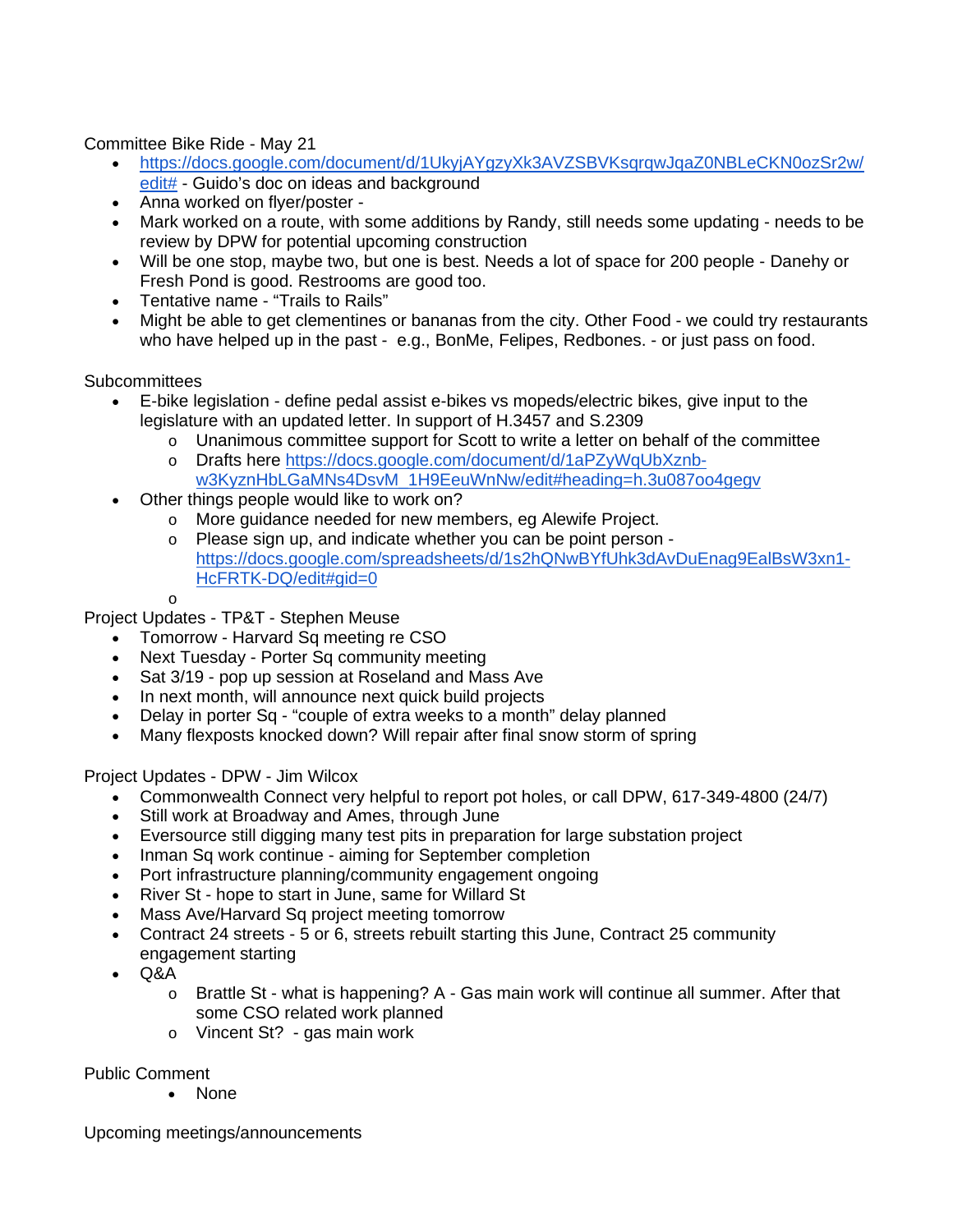Committee Bike Ride - May 21

- https://docs.google.com/document/d/1UkyjAYgzyXk3AVZSBVKsqrqwJqaZ0NBLeCKN0ozSr2w/edit# - Guido's doc on ideas and background
- Anna worked on flyer/poster -
- Mark worked on a route, with some additions by Randy, still needs some updating - needs to be review by DPW for potential upcoming construction
- Will be one stop, maybe two, but one is best. Needs a lot of space for 200 people - Danehy or Fresh Pond is good. Restrooms are good too.
- Tentative name - "Trails to Rails"
- Might be able to get clementines or bananas from the city. Other Food - we could try restaurants who have helped up in the past - e.g., BonMe, Felipes, Redbones. - or just pass on food.

Subcommittees

- E-bike legislation - define pedal assist e-bikes vs mopeds/electric bikes, give input to the legislature with an updated letter. In support of H.3457 and S.2309
  - Unanimous committee support for Scott to write a letter on behalf of the committee
  - Drafts here https://docs.google.com/document/d/1aPZyWqUbXznb-w3KyznHbLGaMNs4DsvM_1H9EeuWnNw/edit#heading=h.3u087oo4gegv
- Other things people would like to work on?
  - More guidance needed for new members, eg Alewife Project.
  - Please sign up, and indicate whether you can be point person - https://docs.google.com/spreadsheets/d/1s2hQNwBYfUhk3dAvDuEnag9EalBsW3xn1-HcFRTK-DQ/edit#gid=0
  -

Project Updates - TP&T - Stephen Meuse

- Tomorrow - Harvard Sq meeting re CSO
- Next Tuesday - Porter Sq community meeting
- Sat 3/19 - pop up session at Roseland and Mass Ave
- In next month, will announce next quick build projects
- Delay in porter Sq - "couple of extra weeks to a month" delay planned
- Many flexposts knocked down? Will repair after final snow storm of spring

Project Updates - DPW - Jim Wilcox

- Commonwealth Connect very helpful to report pot holes, or call DPW, 617-349-4800 (24/7)
- Still work at Broadway and Ames, through June
- Eversource still digging many test pits in preparation for large substation project
- Inman Sq work continue - aiming for September completion
- Port infrastructure planning/community engagement ongoing
- River St - hope to start in June, same for Willard St
- Mass Ave/Harvard Sq project meeting tomorrow
- Contract 24 streets - 5 or 6, streets rebuilt starting this June, Contract 25 community engagement starting
- Q&A
  - Brattle St - what is happening? A - Gas main work will continue all summer. After that some CSO related work planned
  - Vincent St? - gas main work

Public Comment

- None

Upcoming meetings/announcements